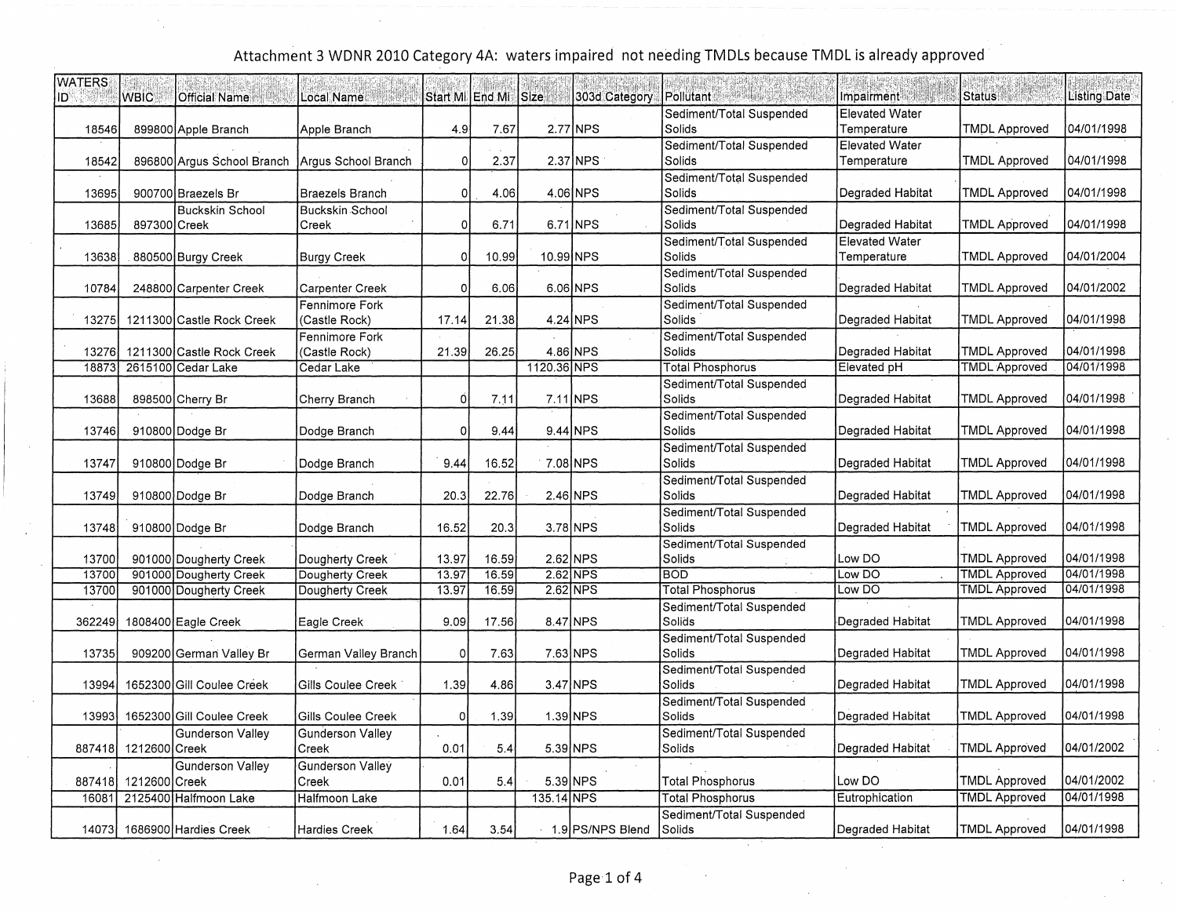# Attachment 3 WDNR 2010 Category 4A: waters impaired not needing TMDLs because TMDL is already approved

| WATERS ID | WBIC | Official Name | Local Name | Start Mi | End Mi | Size | 303d Category | Pollutant | Impairment | Status | Listing Date |
|---|---|---|---|---|---|---|---|---|---|---|---|
| 18546 | 899800 | Apple Branch | Apple Branch | 4.9 | 7.67 | 2.77 | NPS | Sediment/Total Suspended Solids | Elevated Water Temperature | TMDL Approved | 04/01/1998 |
| 18542 | 896800 | Argus School Branch | Argus School Branch | 0 | 2.37 | 2.37 | NPS | Sediment/Total Suspended Solids | Elevated Water Temperature | TMDL Approved | 04/01/1998 |
| 13695 | 900700 | Braezels Br | Braezels Branch | 0 | 4.06 | 4.06 | NPS | Sediment/Total Suspended Solids | Degraded Habitat | TMDL Approved | 04/01/1998 |
| 13685 | 897300 | Buckskin School Creek | Buckskin School Creek | 0 | 6.71 | 6.71 | NPS | Sediment/Total Suspended Solids | Degraded Habitat | TMDL Approved | 04/01/1998 |
| 13638 | 880500 | Burgy Creek | Burgy Creek | 0 | 10.99 | 10.99 | NPS | Sediment/Total Suspended Solids | Elevated Water Temperature | TMDL Approved | 04/01/2004 |
| 10784 | 248800 | Carpenter Creek | Carpenter Creek | 0 | 6.06 | 6.06 | NPS | Sediment/Total Suspended Solids | Degraded Habitat | TMDL Approved | 04/01/2002 |
| 13275 | 1211300 | Castle Rock Creek | Fennimore Fork (Castle Rock) | 17.14 | 21.38 | 4.24 | NPS | Sediment/Total Suspended Solids | Degraded Habitat | TMDL Approved | 04/01/1998 |
| 13276 | 1211300 | Castle Rock Creek | Fennimore Fork (Castle Rock) | 21.39 | 26.25 | 4.86 | NPS | Sediment/Total Suspended Solids | Degraded Habitat | TMDL Approved | 04/01/1998 |
| 18873 | 2615100 | Cedar Lake | Cedar Lake | | | 1120.36 | NPS | Total Phosphorus | Elevated pH | TMDL Approved | 04/01/1998 |
| 13688 | 898500 | Cherry Br | Cherry Branch | 0 | 7.11 | 7.11 | NPS | Sediment/Total Suspended Solids | Degraded Habitat | TMDL Approved | 04/01/1998 |
| 13746 | 910800 | Dodge Br | Dodge Branch | 0 | 9.44 | 9.44 | NPS | Sediment/Total Suspended Solids | Degraded Habitat | TMDL Approved | 04/01/1998 |
| 13747 | 910800 | Dodge Br | Dodge Branch | 9.44 | 16.52 | 7.08 | NPS | Sediment/Total Suspended Solids | Degraded Habitat | TMDL Approved | 04/01/1998 |
| 13749 | 910800 | Dodge Br | Dodge Branch | 20.3 | 22.76 | 2.46 | NPS | Sediment/Total Suspended Solids | Degraded Habitat | TMDL Approved | 04/01/1998 |
| 13748 | 910800 | Dodge Br | Dodge Branch | 16.52 | 20.3 | 3.78 | NPS | Sediment/Total Suspended Solids | Degraded Habitat | TMDL Approved | 04/01/1998 |
| 13700 | 901000 | Dougherty Creek | Dougherty Creek | 13.97 | 16.59 | 2.62 | NPS | Sediment/Total Suspended Solids | Low DO | TMDL Approved | 04/01/1998 |
| 13700 | 901000 | Dougherty Creek | Dougherty Creek | 13.97 | 16.59 | 2.62 | NPS | BOD | Low DO | TMDL Approved | 04/01/1998 |
| 13700 | 901000 | Dougherty Creek | Dougherty Creek | 13.97 | 16.59 | 2.62 | NPS | Total Phosphorus | Low DO | TMDL Approved | 04/01/1998 |
| 362249 | 1808400 | Eagle Creek | Eagle Creek | 9.09 | 17.56 | 8.47 | NPS | Sediment/Total Suspended Solids | Degraded Habitat | TMDL Approved | 04/01/1998 |
| 13735 | 909200 | German Valley Br | German Valley Branch | 0 | 7.63 | 7.63 | NPS | Sediment/Total Suspended Solids | Degraded Habitat | TMDL Approved | 04/01/1998 |
| 13994 | 1652300 | Gill Coulee Creek | Gills Coulee Creek | 1.39 | 4.86 | 3.47 | NPS | Sediment/Total Suspended Solids | Degraded Habitat | TMDL Approved | 04/01/1998 |
| 13993 | 1652300 | Gill Coulee Creek | Gills Coulee Creek | 0 | 1.39 | 1.39 | NPS | Sediment/Total Suspended Solids | Degraded Habitat | TMDL Approved | 04/01/1998 |
| 887418 | 1212600 | Gunderson Valley Creek | Gunderson Valley Creek | 0.01 | 5.4 | 5.39 | NPS | Sediment/Total Suspended Solids | Degraded Habitat | TMDL Approved | 04/01/2002 |
| 887418 | 1212600 | Gunderson Valley Creek | Gunderson Valley Creek | 0.01 | 5.4 | 5.39 | NPS | Total Phosphorus | Low DO | TMDL Approved | 04/01/2002 |
| 16081 | 2125400 | Halfmoon Lake | Halfmoon Lake | | | 135.14 | NPS | Total Phosphorus | Eutrophication | TMDL Approved | 04/01/1998 |
| 14073 | 1686900 | Hardies Creek | Hardies Creek | 1.64 | 3.54 | 1.9 | PS/NPS Blend | Sediment/Total Suspended Solids | Degraded Habitat | TMDL Approved | 04/01/1998 |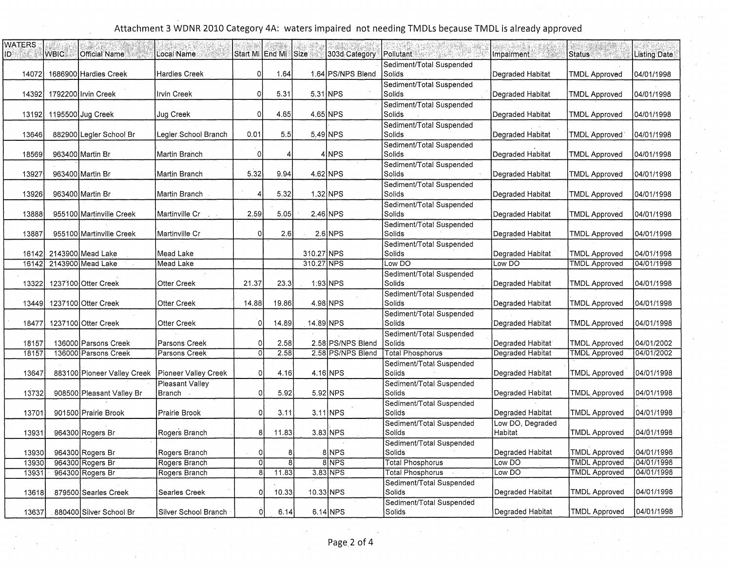Attachment 3 WDNR 2010 Category 4A: waters impaired not needing TMDLs because TMDL is already approved

| WATERS ID | WBIC | Official Name | Local Name | Start Mi | End Mi | Size | 303d Category | Pollutant | Impairment | Status | Listing Date |
|---|---|---|---|---|---|---|---|---|---|---|---|
| 14072 | 1686900 | Hardies Creek | Hardies Creek | 0 | 1.64 | 1.64 | PS/NPS Blend | Sediment/Total Suspended Solids | Degraded Habitat | TMDL Approved | 04/01/1998 |
| 14392 | 1792200 | Irvin Creek | Irvin Creek | 0 | 5.31 | 5.31 | NPS | Sediment/Total Suspended Solids | Degraded Habitat | TMDL Approved | 04/01/1998 |
| 13192 | 1195500 | Jug Creek | Jug Creek | 0 | 4.65 | 4.65 | NPS | Sediment/Total Suspended Solids | Degraded Habitat | TMDL Approved | 04/01/1998 |
| 13646 | 882900 | Legler School Br | Legler School Branch | 0.01 | 5.5 | 5.49 | NPS | Sediment/Total Suspended Solids | Degraded Habitat | TMDL Approved | 04/01/1998 |
| 18569 | 963400 | Martin Br | Martin Branch | 0 | 4 | 4 | NPS | Sediment/Total Suspended Solids | Degraded Habitat | TMDL Approved | 04/01/1998 |
| 13927 | 963400 | Martin Br | Martin Branch | 5.32 | 9.94 | 4.62 | NPS | Sediment/Total Suspended Solids | Degraded Habitat | TMDL Approved | 04/01/1998 |
| 13926 | 963400 | Martin Br | Martin Branch | 4 | 5.32 | 1.32 | NPS | Sediment/Total Suspended Solids | Degraded Habitat | TMDL Approved | 04/01/1998 |
| 13888 | 955100 | Martinville Creek | Martinville Cr | 2.59 | 5.05 | 2.46 | NPS | Sediment/Total Suspended Solids | Degraded Habitat | TMDL Approved | 04/01/1998 |
| 13887 | 955100 | Martinville Creek | Martinville Cr | 0 | 2.6 | 2.6 | NPS | Sediment/Total Suspended Solids | Degraded Habitat | TMDL Approved | 04/01/1998 |
| 16142 | 2143900 | Mead Lake | Mead Lake | | | 310.27 | NPS | Sediment/Total Suspended Solids | Degraded Habitat | TMDL Approved | 04/01/1998 |
| 16142 | 2143900 | Mead Lake | Mead Lake | | | 310.27 | NPS | Low DO | Low DO | TMDL Approved | 04/01/1998 |
| 13322 | 1237100 | Otter Creek | Otter Creek | 21.37 | 23.3 | 1.93 | NPS | Sediment/Total Suspended Solids | Degraded Habitat | TMDL Approved | 04/01/1998 |
| 13449 | 1237100 | Otter Creek | Otter Creek | 14.88 | 19.86 | 4.98 | NPS | Sediment/Total Suspended Solids | Degraded Habitat | TMDL Approved | 04/01/1998 |
| 18477 | 1237100 | Otter Creek | Otter Creek | 0 | 14.89 | 14.89 | NPS | Sediment/Total Suspended Solids | Degraded Habitat | TMDL Approved | 04/01/1998 |
| 18157 | 136000 | Parsons Creek | Parsons Creek | 0 | 2.58 | 2.58 | PS/NPS Blend | Sediment/Total Suspended Solids | Degraded Habitat | TMDL Approved | 04/01/2002 |
| 18157 | 136000 | Parsons Creek | Parsons Creek | 0 | 2.58 | 2.58 | PS/NPS Blend | Total Phosphorus | Degraded Habitat | TMDL Approved | 04/01/2002 |
| 13647 | 883100 | Pioneer Valley Creek | Pioneer Valley Creek | 0 | 4.16 | 4.16 | NPS | Sediment/Total Suspended Solids | Degraded Habitat | TMDL Approved | 04/01/1998 |
| 13732 | 908500 | Pleasant Valley Br | Pleasant Valley Branch | 0 | 5.92 | 5.92 | NPS | Sediment/Total Suspended Solids | Degraded Habitat | TMDL Approved | 04/01/1998 |
| 13701 | 901500 | Prairie Brook | Prairie Brook | 0 | 3.11 | 3.11 | NPS | Sediment/Total Suspended Solids | Degraded Habitat | TMDL Approved | 04/01/1998 |
| 13931 | 964300 | Rogers Br | Rogers Branch | 8 | 11.83 | 3.83 | NPS | Sediment/Total Suspended Solids | Low DO, Degraded Habitat | TMDL Approved | 04/01/1998 |
| 13930 | 964300 | Rogers Br | Rogers Branch | 0 | 8 | 8 | NPS | Sediment/Total Suspended Solids | Degraded Habitat | TMDL Approved | 04/01/1998 |
| 13930 | 964300 | Rogers Br | Rogers Branch | 0 | 8 | 8 | NPS | Total Phosphorus | Low DO | TMDL Approved | 04/01/1998 |
| 13931 | 964300 | Rogers Br | Rogers Branch | 8 | 11.83 | 3.83 | NPS | Total Phosphorus | Low DO | TMDL Approved | 04/01/1998 |
| 13618 | 879500 | Searles Creek | Searles Creek | 0 | 10.33 | 10.33 | NPS | Sediment/Total Suspended Solids | Degraded Habitat | TMDL Approved | 04/01/1998 |
| 13637 | 880400 | Silver School Br | Silver School Branch | 0 | 6.14 | 6.14 | NPS | Sediment/Total Suspended Solids | Degraded Habitat | TMDL Approved | 04/01/1998 |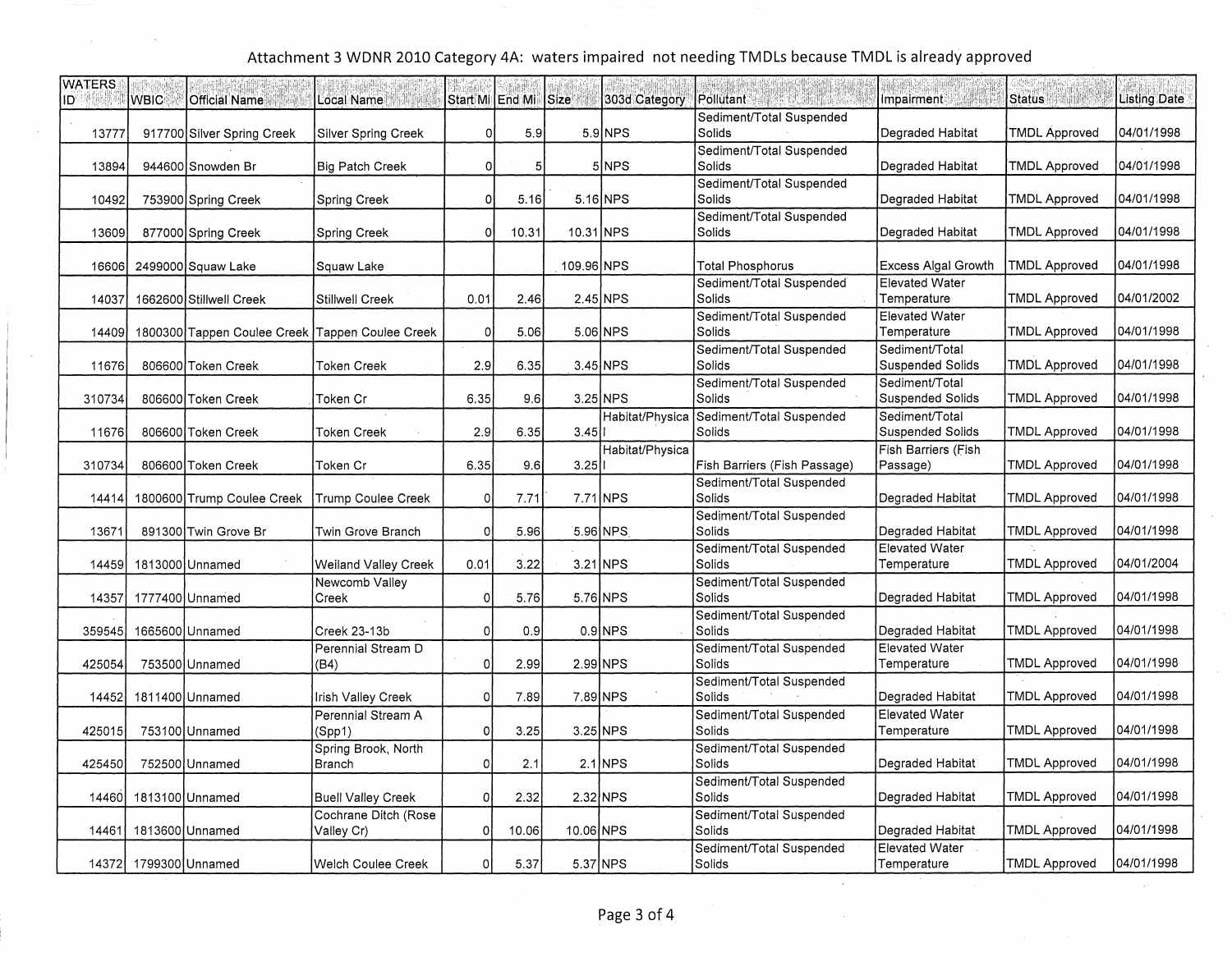# Attachment 3 WDNR 2010 Category 4A: waters impaired not needing TMDLs because TMDL is already approved

| WATERS ID | WBIC | Official Name | Local Name | Start Mi | End Mi | Size | 303d Category | Pollutant | Impairment | Status | Listing Date |
|---|---|---|---|---|---|---|---|---|---|---|---|
| 13777 | 917700 | Silver Spring Creek | Silver Spring Creek | 0 | 5.9 | 5.9 | NPS | Sediment/Total Suspended Solids | Degraded Habitat | TMDL Approved | 04/01/1998 |
| 13894 | 944600 | Snowden Br | Big Patch Creek | 0 | 5 | 5 | NPS | Sediment/Total Suspended Solids | Degraded Habitat | TMDL Approved | 04/01/1998 |
| 10492 | 753900 | Spring Creek | Spring Creek | 0 | 5.16 | 5.16 | NPS | Sediment/Total Suspended Solids | Degraded Habitat | TMDL Approved | 04/01/1998 |
| 13609 | 877000 | Spring Creek | Spring Creek | 0 | 10.31 | 10.31 | NPS | Sediment/Total Suspended Solids | Degraded Habitat | TMDL Approved | 04/01/1998 |
| 16606 | 2499000 | Squaw Lake | Squaw Lake | | | 109.96 | NPS | Total Phosphorus | Excess Algal Growth | TMDL Approved | 04/01/1998 |
| 14037 | 1662600 | Stillwell Creek | Stillwell Creek | 0.01 | 2.46 | 2.45 | NPS | Sediment/Total Suspended Solids | Elevated Water Temperature | TMDL Approved | 04/01/2002 |
| 14409 | 1800300 | Tappen Coulee Creek | Tappen Coulee Creek | 0 | 5.06 | 5.06 | NPS | Sediment/Total Suspended Solids | Elevated Water Temperature | TMDL Approved | 04/01/1998 |
| 11676 | 806600 | Token Creek | Token Creek | 2.9 | 6.35 | 3.45 | NPS | Sediment/Total Suspended Solids | Sediment/Total Suspended Solids | TMDL Approved | 04/01/1998 |
| 310734 | 806600 | Token Creek | Token Cr | 6.35 | 9.6 | 3.25 | NPS | Sediment/Total Suspended Solids | Sediment/Total Suspended Solids | TMDL Approved | 04/01/1998 |
| 11676 | 806600 | Token Creek | Token Creek | 2.9 | 6.35 | 3.45 | Habitat/Physical | Sediment/Total Suspended Solids | Sediment/Total Suspended Solids | TMDL Approved | 04/01/1998 |
| 310734 | 806600 | Token Creek | Token Cr | 6.35 | 9.6 | 3.25 | Habitat/Physical | Fish Barriers (Fish Passage) | Fish Barriers (Fish Passage) | TMDL Approved | 04/01/1998 |
| 14414 | 1800600 | Trump Coulee Creek | Trump Coulee Creek | 0 | 7.71 | 7.71 | NPS | Sediment/Total Suspended Solids | Degraded Habitat | TMDL Approved | 04/01/1998 |
| 13671 | 891300 | Twin Grove Br | Twin Grove Branch | 0 | 5.96 | 5.96 | NPS | Sediment/Total Suspended Solids | Degraded Habitat | TMDL Approved | 04/01/1998 |
| 14459 | 1813000 | Unnamed | Weiland Valley Creek | 0.01 | 3.22 | 3.21 | NPS | Sediment/Total Suspended Solids | Elevated Water Temperature | TMDL Approved | 04/01/2004 |
| 14357 | 1777400 | Unnamed | Newcomb Valley Creek | 0 | 5.76 | 5.76 | NPS | Sediment/Total Suspended Solids | Degraded Habitat | TMDL Approved | 04/01/1998 |
| 359545 | 1665600 | Unnamed | Creek 23-13b | 0 | 0.9 | 0.9 | NPS | Sediment/Total Suspended Solids | Degraded Habitat | TMDL Approved | 04/01/1998 |
| 425054 | 753500 | Unnamed | Perennial Stream D (B4) | 0 | 2.99 | 2.99 | NPS | Sediment/Total Suspended Solids | Elevated Water Temperature | TMDL Approved | 04/01/1998 |
| 14452 | 1811400 | Unnamed | Irish Valley Creek | 0 | 7.89 | 7.89 | NPS | Sediment/Total Suspended Solids | Degraded Habitat | TMDL Approved | 04/01/1998 |
| 425015 | 753100 | Unnamed | Perennial Stream A (Spp1) | 0 | 3.25 | 3.25 | NPS | Sediment/Total Suspended Solids | Elevated Water Temperature | TMDL Approved | 04/01/1998 |
| 425450 | 752500 | Unnamed | Spring Brook, North Branch | 0 | 2.1 | 2.1 | NPS | Sediment/Total Suspended Solids | Degraded Habitat | TMDL Approved | 04/01/1998 |
| 14460 | 1813100 | Unnamed | Buell Valley Creek | 0 | 2.32 | 2.32 | NPS | Sediment/Total Suspended Solids | Degraded Habitat | TMDL Approved | 04/01/1998 |
| 14461 | 1813600 | Unnamed | Cochrane Ditch (Rose Valley Cr) | 0 | 10.06 | 10.06 | NPS | Sediment/Total Suspended Solids | Degraded Habitat | TMDL Approved | 04/01/1998 |
| 14372 | 1799300 | Unnamed | Welch Coulee Creek | 0 | 5.37 | 5.37 | NPS | Sediment/Total Suspended Solids | Elevated Water Temperature | TMDL Approved | 04/01/1998 |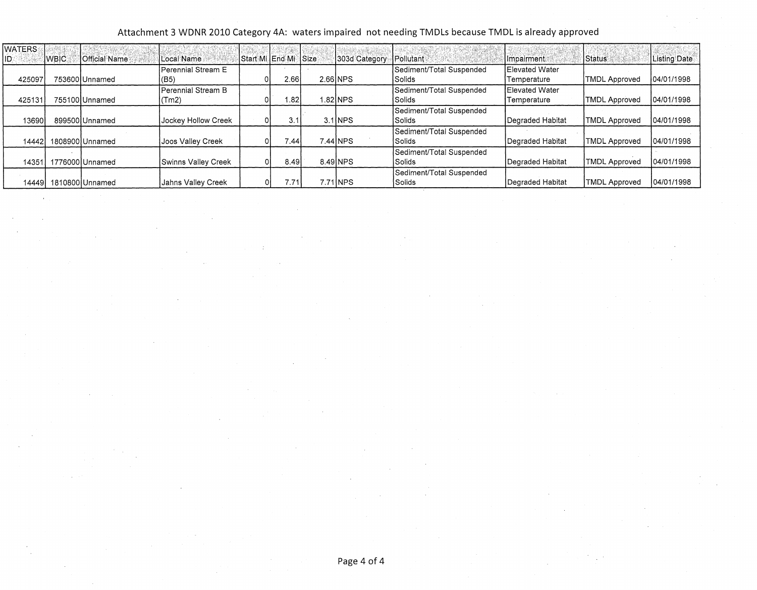Attachment 3 WDNR 2010 Category 4A: waters impaired not needing TMDLs because TMDL is already approved

| WATERS ID | WBIC | Official Name | Local Name | Start Mi | End Mi | Size | 303d Category | Pollutant | Impairment | Status | Listing Date |
|---|---|---|---|---|---|---|---|---|---|---|---|
| 425097 | 753600 | Unnamed | Perennial Stream E (B5) | 0 | 2.66 | 2.66 | NPS | Sediment/Total Suspended Solids | Elevated Water Temperature | TMDL Approved | 04/01/1998 |
| 425131 | 755100 | Unnamed | Perennial Stream B (Tm2) | 0 | 1.82 | 1.82 | NPS | Sediment/Total Suspended Solids | Elevated Water Temperature | TMDL Approved | 04/01/1998 |
| 13690 | 899500 | Unnamed | Jockey Hollow Creek | 0 | 3.1 | 3.1 | NPS | Sediment/Total Suspended Solids | Degraded Habitat | TMDL Approved | 04/01/1998 |
| 14442 | 1808900 | Unnamed | Joos Valley Creek | 0 | 7.44 | 7.44 | NPS | Sediment/Total Suspended Solids | Degraded Habitat | TMDL Approved | 04/01/1998 |
| 14351 | 1776000 | Unnamed | Swinns Valley Creek | 0 | 8.49 | 8.49 | NPS | Sediment/Total Suspended Solids | Degraded Habitat | TMDL Approved | 04/01/1998 |
| 14449 | 1810800 | Unnamed | Jahns Valley Creek | 0 | 7.71 | 7.71 | NPS | Sediment/Total Suspended Solids | Degraded Habitat | TMDL Approved | 04/01/1998 |